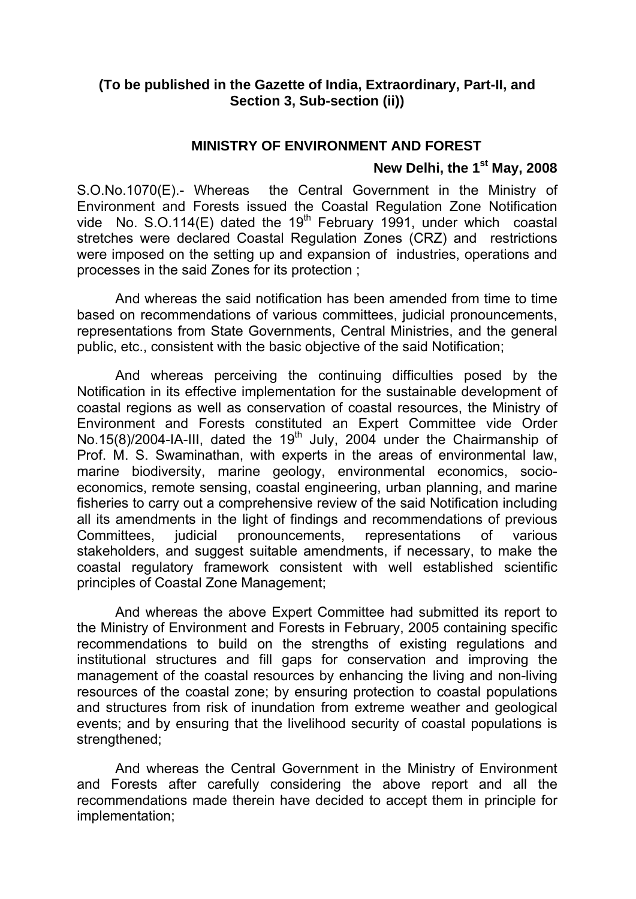**(To be published in the Gazette of India, Extraordinary, Part-II, and Section 3, Sub-section (ii))**

**MINISTRY OF ENVIRONMENT AND FOREST**

**New Delhi, the 1st May, 2008**

S.O.No.1070(E).- Whereas the Central Government in the Ministry of Environment and Forests issued the Coastal Regulation Zone Notification vide No. S.O.114(E) dated the 19th February 1991, under which coastal stretches were declared Coastal Regulation Zones (CRZ) and restrictions were imposed on the setting up and expansion of industries, operations and processes in the said Zones for its protection ;

And whereas the said notification has been amended from time to time based on recommendations of various committees, judicial pronouncements, representations from State Governments, Central Ministries, and the general public, etc., consistent with the basic objective of the said Notification;

And whereas perceiving the continuing difficulties posed by the Notification in its effective implementation for the sustainable development of coastal regions as well as conservation of coastal resources, the Ministry of Environment and Forests constituted an Expert Committee vide Order No.15(8)/2004-IA-III, dated the 19th July, 2004 under the Chairmanship of Prof. M. S. Swaminathan, with experts in the areas of environmental law, marine biodiversity, marine geology, environmental economics, socio-economics, remote sensing, coastal engineering, urban planning, and marine fisheries to carry out a comprehensive review of the said Notification including all its amendments in the light of findings and recommendations of previous Committees, judicial pronouncements, representations of various stakeholders, and suggest suitable amendments, if necessary, to make the coastal regulatory framework consistent with well established scientific principles of Coastal Zone Management;

And whereas the above Expert Committee had submitted its report to the Ministry of Environment and Forests in February, 2005 containing specific recommendations to build on the strengths of existing regulations and institutional structures and fill gaps for conservation and improving the management of the coastal resources by enhancing the living and non-living resources of the coastal zone; by ensuring protection to coastal populations and structures from risk of inundation from extreme weather and geological events; and by ensuring that the livelihood security of coastal populations is strengthened;

And whereas the Central Government in the Ministry of Environment and Forests after carefully considering the above report and all the recommendations made therein have decided to accept them in principle for implementation;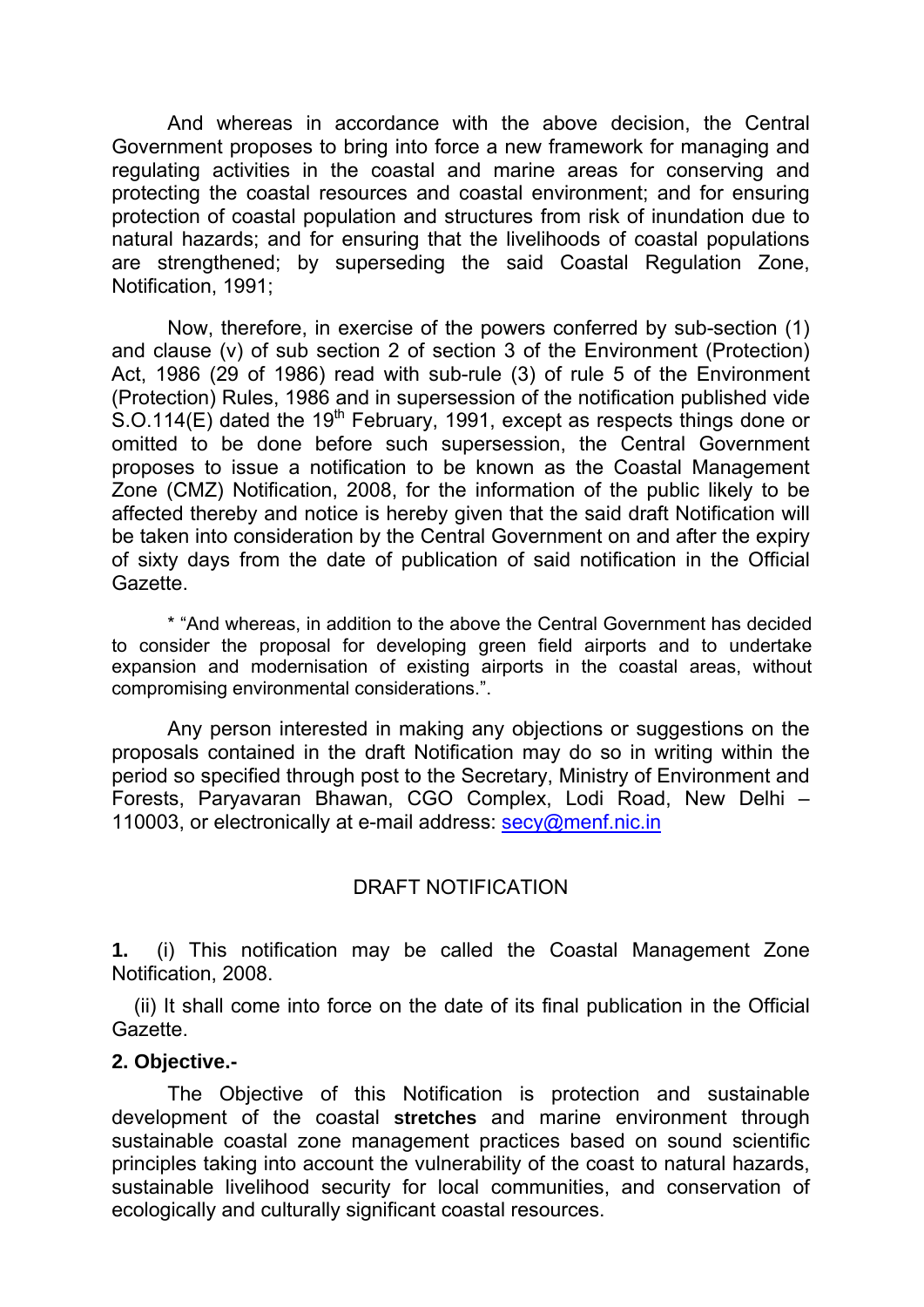And whereas in accordance with the above decision, the Central Government proposes to bring into force a new framework for managing and regulating activities in the coastal and marine areas for conserving and protecting the coastal resources and coastal environment; and for ensuring protection of coastal population and structures from risk of inundation due to natural hazards; and for ensuring that the livelihoods of coastal populations are strengthened; by superseding the said Coastal Regulation Zone, Notification, 1991;

Now, therefore, in exercise of the powers conferred by sub-section (1) and clause (v) of sub section 2 of section 3 of the Environment (Protection) Act, 1986 (29 of 1986) read with sub-rule (3) of rule 5 of the Environment (Protection) Rules, 1986 and in supersession of the notification published vide S.O.114(E) dated the 19th February, 1991, except as respects things done or omitted to be done before such supersession, the Central Government proposes to issue a notification to be known as the Coastal Management Zone (CMZ) Notification, 2008, for the information of the public likely to be affected thereby and notice is hereby given that the said draft Notification will be taken into consideration by the Central Government on and after the expiry of sixty days from the date of publication of said notification in the Official Gazette.

* "And whereas, in addition to the above the Central Government has decided to consider the proposal for developing green field airports and to undertake expansion and modernisation of existing airports in the coastal areas, without compromising environmental considerations.".

Any person interested in making any objections or suggestions on the proposals contained in the draft Notification may do so in writing within the period so specified through post to the Secretary, Ministry of Environment and Forests, Paryavaran Bhawan, CGO Complex, Lodi Road, New Delhi – 110003, or electronically at e-mail address: secy@menf.nic.in

## DRAFT NOTIFICATION

**1.** (i) This notification may be called the Coastal Management Zone Notification, 2008.

(ii) It shall come into force on the date of its final publication in the Official Gazette.

**2. Objective.-**

The Objective of this Notification is protection and sustainable development of the coastal **stretches** and marine environment through sustainable coastal zone management practices based on sound scientific principles taking into account the vulnerability of the coast to natural hazards, sustainable livelihood security for local communities, and conservation of ecologically and culturally significant coastal resources.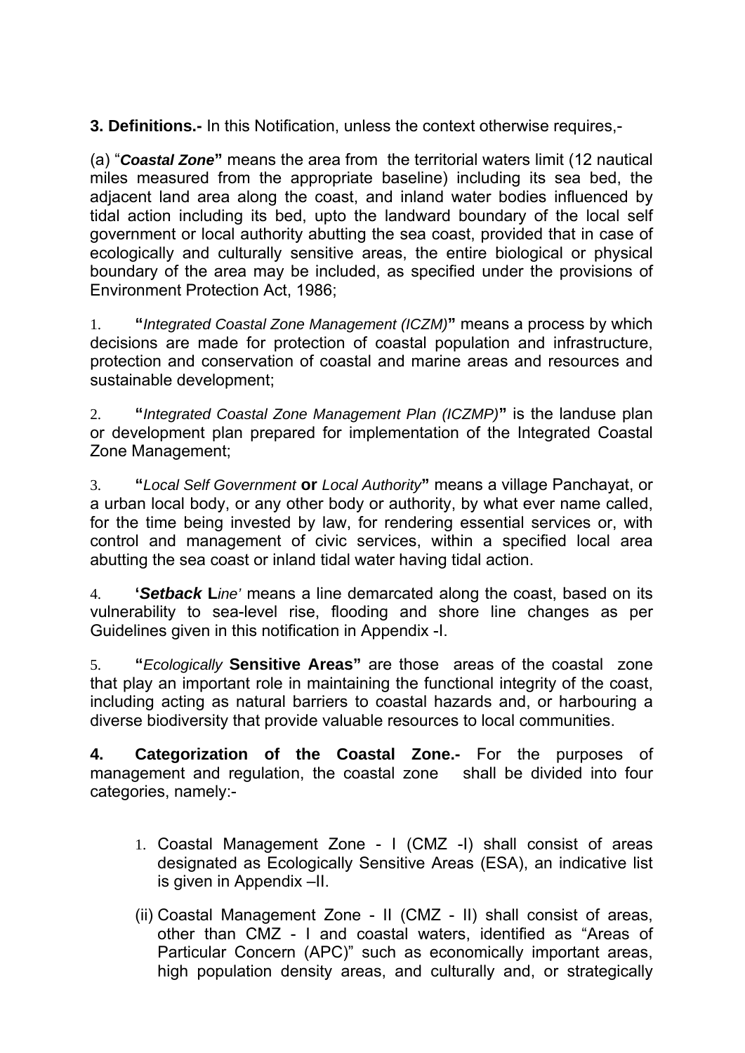**3. Definitions.-** In this Notification, unless the context otherwise requires,-

(a) "***Coastal Zone***" means the area from the territorial waters limit (12 nautical miles measured from the appropriate baseline) including its sea bed, the adjacent land area along the coast, and inland water bodies influenced by tidal action including its bed, upto the landward boundary of the local self government or local authority abutting the sea coast, provided that in case of ecologically and culturally sensitive areas, the entire biological or physical boundary of the area may be included, as specified under the provisions of Environment Protection Act, 1986;

1. "*Integrated Coastal Zone Management (ICZM)*" means a process by which decisions are made for protection of coastal population and infrastructure, protection and conservation of coastal and marine areas and resources and sustainable development;

2. "*Integrated Coastal Zone Management Plan (ICZMP)*" is the landuse plan or development plan prepared for implementation of the Integrated Coastal Zone Management;

3. "*Local Self Government* **or** *Local Authority*" means a village Panchayat, or a urban local body, or any other body or authority, by what ever name called, for the time being invested by law, for rendering essential services or, with control and management of civic services, within a specified local area abutting the sea coast or inland tidal water having tidal action.

4. '***Setback*** **L***ine'* means a line demarcated along the coast, based on its vulnerability to sea-level rise, flooding and shore line changes as per Guidelines given in this notification in Appendix -I.

5. "*Ecologically* **Sensitive Areas"** are those areas of the coastal zone that play an important role in maintaining the functional integrity of the coast, including acting as natural barriers to coastal hazards and, or harbouring a diverse biodiversity that provide valuable resources to local communities.

**4. Categorization of the Coastal Zone.-** For the purposes of management and regulation, the coastal zone shall be divided into four categories, namely:-

1. Coastal Management Zone - I (CMZ -I) shall consist of areas designated as Ecologically Sensitive Areas (ESA), an indicative list is given in Appendix –II.

(ii) Coastal Management Zone - II (CMZ - II) shall consist of areas, other than CMZ - I and coastal waters, identified as "Areas of Particular Concern (APC)" such as economically important areas, high population density areas, and culturally and, or strategically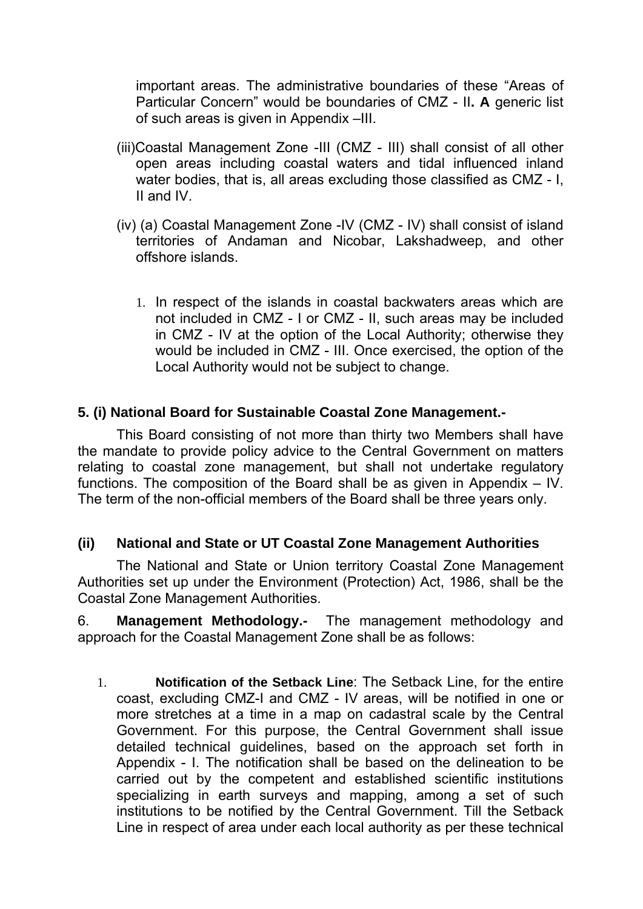important areas. The administrative boundaries of these "Areas of Particular Concern" would be boundaries of CMZ - II**. A** generic list of such areas is given in Appendix –III.

(iii)Coastal Management Zone -III (CMZ - III) shall consist of all other open areas including coastal waters and tidal influenced inland water bodies, that is, all areas excluding those classified as CMZ - I, II and IV.

(iv) (a) Coastal Management Zone -IV (CMZ - IV) shall consist of island territories of Andaman and Nicobar, Lakshadweep, and other offshore islands.

1. In respect of the islands in coastal backwaters areas which are not included in CMZ - I or CMZ - II, such areas may be included in CMZ - IV at the option of the Local Authority; otherwise they would be included in CMZ - III. Once exercised, the option of the Local Authority would not be subject to change.

**5. (i) National Board for Sustainable Coastal Zone Management.-**

This Board consisting of not more than thirty two Members shall have the mandate to provide policy advice to the Central Government on matters relating to coastal zone management, but shall not undertake regulatory functions. The composition of the Board shall be as given in Appendix – IV. The term of the non-official members of the Board shall be three years only.

**(ii) National and State or UT Coastal Zone Management Authorities**

The National and State or Union territory Coastal Zone Management Authorities set up under the Environment (Protection) Act, 1986, shall be the Coastal Zone Management Authorities.

6. **Management Methodology.-** The management methodology and approach for the Coastal Management Zone shall be as follows:

1. **Notification of the Setback Line**: The Setback Line, for the entire coast, excluding CMZ-I and CMZ - IV areas, will be notified in one or more stretches at a time in a map on cadastral scale by the Central Government. For this purpose, the Central Government shall issue detailed technical guidelines, based on the approach set forth in Appendix - I. The notification shall be based on the delineation to be carried out by the competent and established scientific institutions specializing in earth surveys and mapping, among a set of such institutions to be notified by the Central Government. Till the Setback Line in respect of area under each local authority as per these technical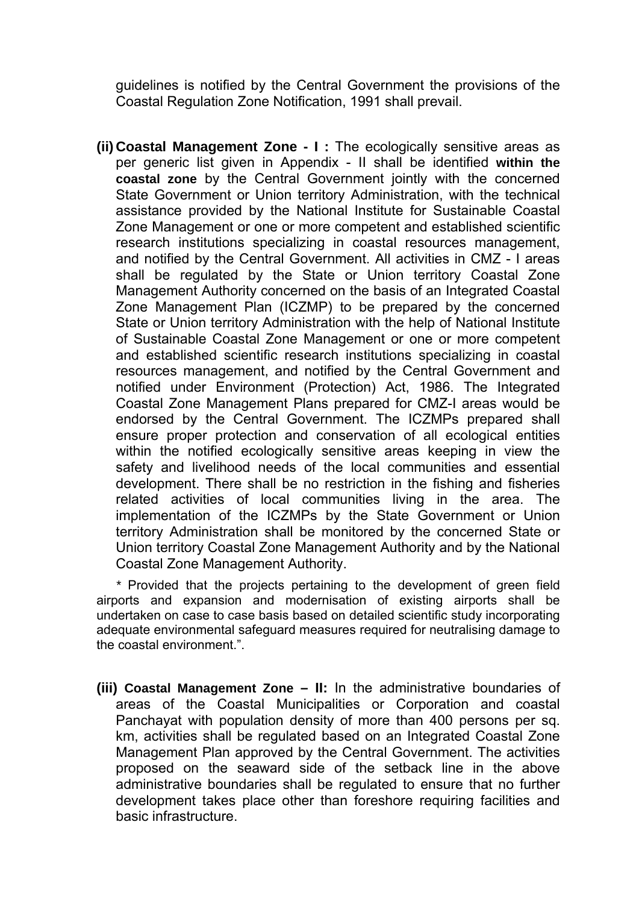guidelines is notified by the Central Government the provisions of the Coastal Regulation Zone Notification, 1991 shall prevail.

**(ii) Coastal Management Zone - I :** The ecologically sensitive areas as per generic list given in Appendix - II shall be identified **within the coastal zone** by the Central Government jointly with the concerned State Government or Union territory Administration, with the technical assistance provided by the National Institute for Sustainable Coastal Zone Management or one or more competent and established scientific research institutions specializing in coastal resources management, and notified by the Central Government. All activities in CMZ - I areas shall be regulated by the State or Union territory Coastal Zone Management Authority concerned on the basis of an Integrated Coastal Zone Management Plan (ICZMP) to be prepared by the concerned State or Union territory Administration with the help of National Institute of Sustainable Coastal Zone Management or one or more competent and established scientific research institutions specializing in coastal resources management, and notified by the Central Government and notified under Environment (Protection) Act, 1986. The Integrated Coastal Zone Management Plans prepared for CMZ-I areas would be endorsed by the Central Government. The ICZMPs prepared shall ensure proper protection and conservation of all ecological entities within the notified ecologically sensitive areas keeping in view the safety and livelihood needs of the local communities and essential development. There shall be no restriction in the fishing and fisheries related activities of local communities living in the area. The implementation of the ICZMPs by the State Government or Union territory Administration shall be monitored by the concerned State or Union territory Coastal Zone Management Authority and by the National Coastal Zone Management Authority.

\* Provided that the projects pertaining to the development of green field airports and expansion and modernisation of existing airports shall be undertaken on case to case basis based on detailed scientific study incorporating adequate environmental safeguard measures required for neutralising damage to the coastal environment.".

**(iii) Coastal Management Zone – II:** In the administrative boundaries of areas of the Coastal Municipalities or Corporation and coastal Panchayat with population density of more than 400 persons per sq. km, activities shall be regulated based on an Integrated Coastal Zone Management Plan approved by the Central Government. The activities proposed on the seaward side of the setback line in the above administrative boundaries shall be regulated to ensure that no further development takes place other than foreshore requiring facilities and basic infrastructure.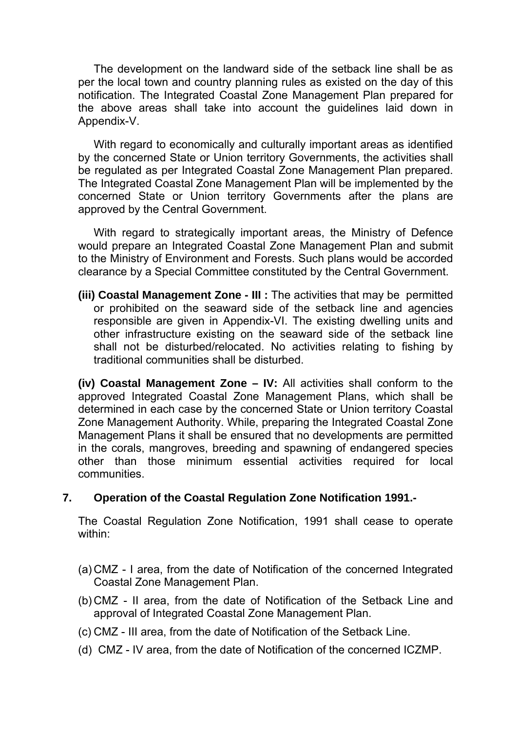The development on the landward side of the setback line shall be as per the local town and country planning rules as existed on the day of this notification. The Integrated Coastal Zone Management Plan prepared for the above areas shall take into account the guidelines laid down in Appendix-V.

With regard to economically and culturally important areas as identified by the concerned State or Union territory Governments, the activities shall be regulated as per Integrated Coastal Zone Management Plan prepared. The Integrated Coastal Zone Management Plan will be implemented by the concerned State or Union territory Governments after the plans are approved by the Central Government.

With regard to strategically important areas, the Ministry of Defence would prepare an Integrated Coastal Zone Management Plan and submit to the Ministry of Environment and Forests. Such plans would be accorded clearance by a Special Committee constituted by the Central Government.

**(iii) Coastal Management Zone - III :** The activities that may be permitted or prohibited on the seaward side of the setback line and agencies responsible are given in Appendix-VI. The existing dwelling units and other infrastructure existing on the seaward side of the setback line shall not be disturbed/relocated. No activities relating to fishing by traditional communities shall be disturbed.

**(iv) Coastal Management Zone – IV:** All activities shall conform to the approved Integrated Coastal Zone Management Plans, which shall be determined in each case by the concerned State or Union territory Coastal Zone Management Authority. While, preparing the Integrated Coastal Zone Management Plans it shall be ensured that no developments are permitted in the corals, mangroves, breeding and spawning of endangered species other than those minimum essential activities required for local communities.

## 7. Operation of the Coastal Regulation Zone Notification 1991.-

The Coastal Regulation Zone Notification, 1991 shall cease to operate within:

(a) CMZ - I area, from the date of Notification of the concerned Integrated Coastal Zone Management Plan.

(b) CMZ - II area, from the date of Notification of the Setback Line and approval of Integrated Coastal Zone Management Plan.

(c) CMZ - III area, from the date of Notification of the Setback Line.

(d) CMZ - IV area, from the date of Notification of the concerned ICZMP.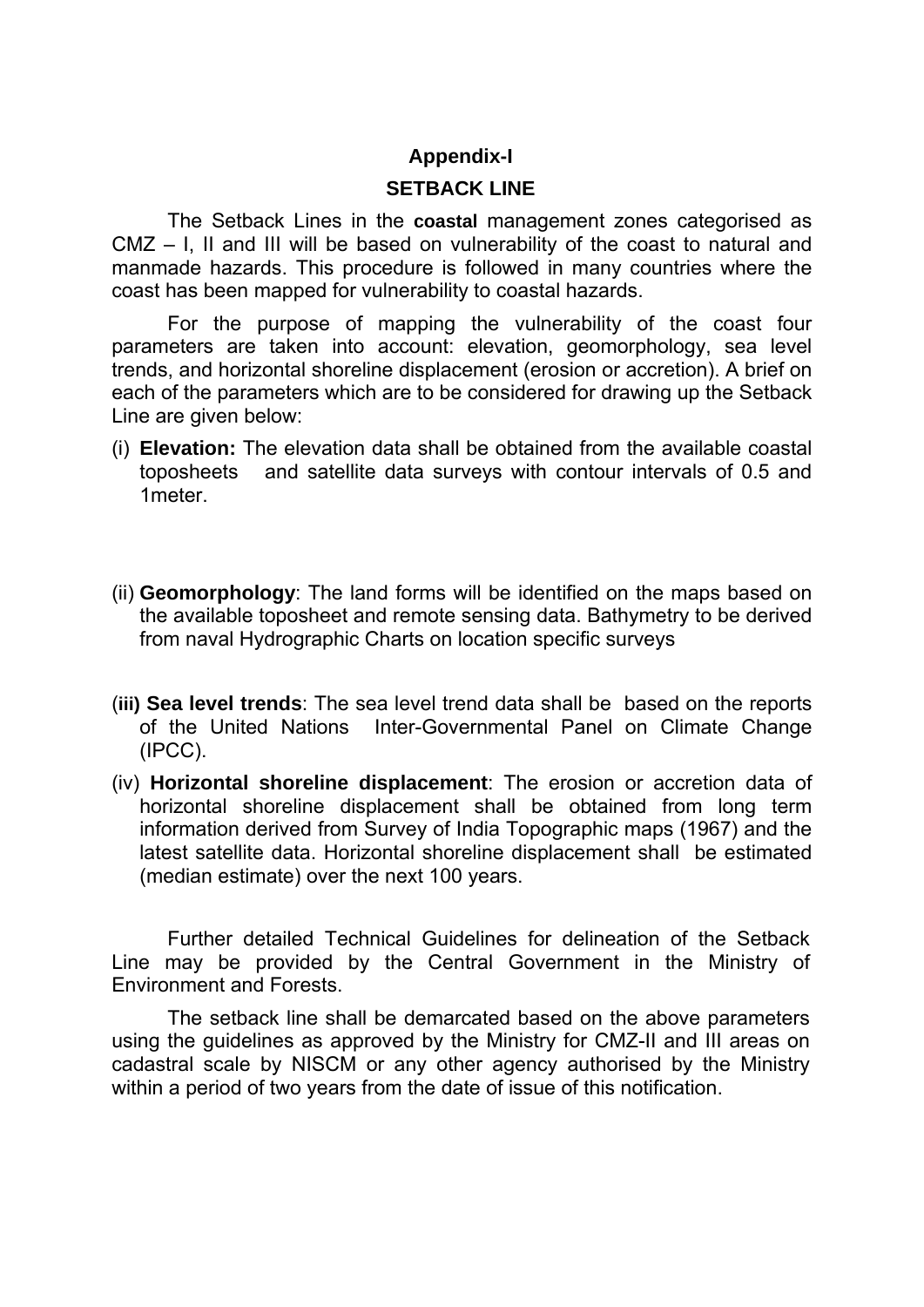## Appendix-I

## SETBACK LINE

The Setback Lines in the **coastal** management zones categorised as CMZ – I, II and III will be based on vulnerability of the coast to natural and manmade hazards. This procedure is followed in many countries where the coast has been mapped for vulnerability to coastal hazards.

For the purpose of mapping the vulnerability of the coast four parameters are taken into account: elevation, geomorphology, sea level trends, and horizontal shoreline displacement (erosion or accretion). A brief on each of the parameters which are to be considered for drawing up the Setback Line are given below:

(i) **Elevation:** The elevation data shall be obtained from the available coastal toposheets and satellite data surveys with contour intervals of 0.5 and 1meter.

(ii) **Geomorphology**: The land forms will be identified on the maps based on the available toposheet and remote sensing data. Bathymetry to be derived from naval Hydrographic Charts on location specific surveys

(**iii) Sea level trends**: The sea level trend data shall be based on the reports of the United Nations Inter-Governmental Panel on Climate Change (IPCC).

(iv) **Horizontal shoreline displacement**: The erosion or accretion data of horizontal shoreline displacement shall be obtained from long term information derived from Survey of India Topographic maps (1967) and the latest satellite data. Horizontal shoreline displacement shall be estimated (median estimate) over the next 100 years.

Further detailed Technical Guidelines for delineation of the Setback Line may be provided by the Central Government in the Ministry of Environment and Forests.

The setback line shall be demarcated based on the above parameters using the guidelines as approved by the Ministry for CMZ-II and III areas on cadastral scale by NISCM or any other agency authorised by the Ministry within a period of two years from the date of issue of this notification.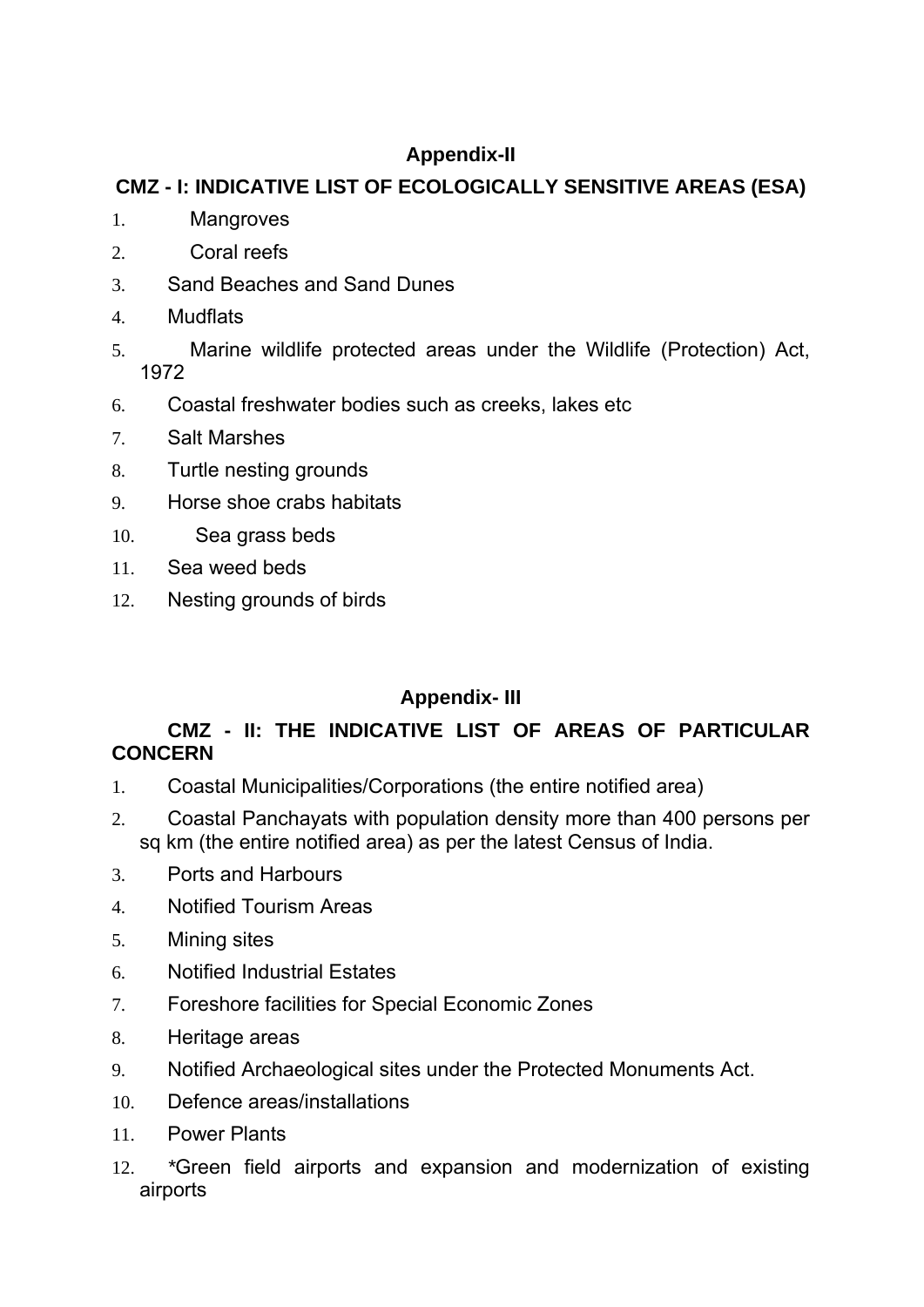## Appendix-II

### CMZ - I: INDICATIVE LIST OF ECOLOGICALLY SENSITIVE AREAS (ESA)

1. Mangroves
2. Coral reefs
3. Sand Beaches and Sand Dunes
4. Mudflats
5. Marine wildlife protected areas under the Wildlife (Protection) Act, 1972
6. Coastal freshwater bodies such as creeks, lakes etc
7. Salt Marshes
8. Turtle nesting grounds
9. Horse shoe crabs habitats
10. Sea grass beds
11. Sea weed beds
12. Nesting grounds of birds

## Appendix- III

### CMZ - II: THE INDICATIVE LIST OF AREAS OF PARTICULAR CONCERN

1. Coastal Municipalities/Corporations (the entire notified area)
2. Coastal Panchayats with population density more than 400 persons per sq km (the entire notified area) as per the latest Census of India.
3. Ports and Harbours
4. Notified Tourism Areas
5. Mining sites
6. Notified Industrial Estates
7. Foreshore facilities for Special Economic Zones
8. Heritage areas
9. Notified Archaeological sites under the Protected Monuments Act.
10. Defence areas/installations
11. Power Plants
12. *Green field airports and expansion and modernization of existing airports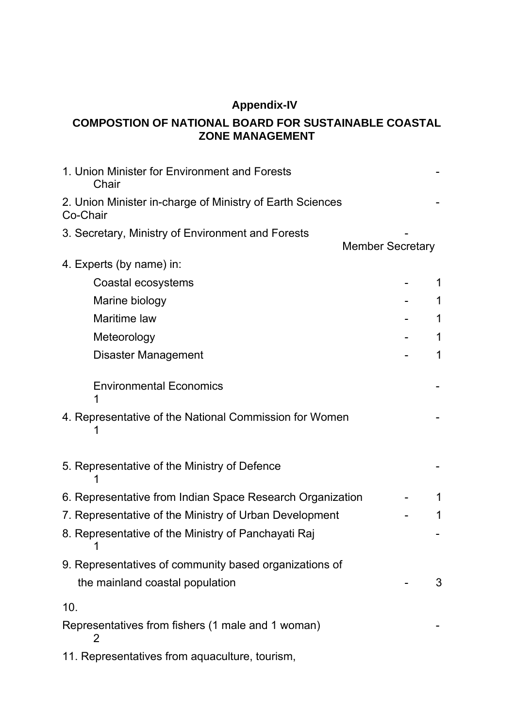**Appendix-IV**

**COMPOSTION OF NATIONAL BOARD FOR SUSTAINABLE COASTAL ZONE MANAGEMENT**

1. Union Minister for Environment and Forests - Chair
2. Union Minister in-charge of Ministry of Earth Sciences - Co-Chair
3. Secretary, Ministry of Environment and Forests - Member Secretary
4. Experts (by name) in:

   | | | |
   |---|---|---|
   | Coastal ecosystems | - | 1 |
   | Marine biology | - | 1 |
   | Maritime law | - | 1 |
   | Meteorology | - | 1 |
   | Disaster Management | - | 1 |
   | Environmental Economics | - | 1 |

4. Representative of the National Commission for Women - 1
5. Representative of the Ministry of Defence - 1
6. Representative from Indian Space Research Organization - 1
7. Representative of the Ministry of Urban Development - 1
8. Representative of the Ministry of Panchayati Raj - 1
9. Representatives of community based organizations of the mainland coastal population - 3
10. Representatives from fishers (1 male and 1 woman) - 2
11. Representatives from aquaculture, tourism,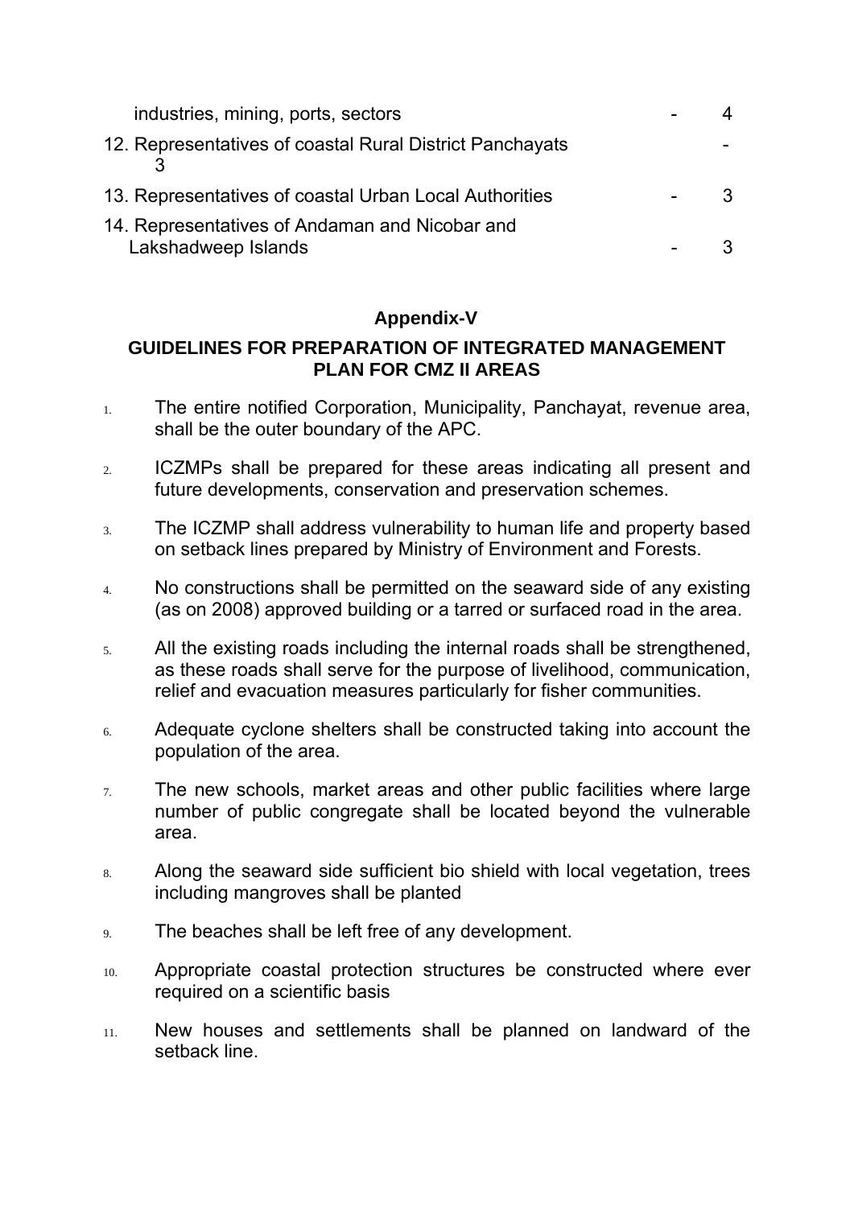industries, mining, ports, sectors - 4

12. Representatives of coastal Rural District Panchayats - 3
13. Representatives of coastal Urban Local Authorities - 3
14. Representatives of Andaman and Nicobar and Lakshadweep Islands - 3

## Appendix-V

### GUIDELINES FOR PREPARATION OF INTEGRATED MANAGEMENT PLAN FOR CMZ II AREAS

1. The entire notified Corporation, Municipality, Panchayat, revenue area, shall be the outer boundary of the APC.
2. ICZMPs shall be prepared for these areas indicating all present and future developments, conservation and preservation schemes.
3. The ICZMP shall address vulnerability to human life and property based on setback lines prepared by Ministry of Environment and Forests.
4. No constructions shall be permitted on the seaward side of any existing (as on 2008) approved building or a tarred or surfaced road in the area.
5. All the existing roads including the internal roads shall be strengthened, as these roads shall serve for the purpose of livelihood, communication, relief and evacuation measures particularly for fisher communities.
6. Adequate cyclone shelters shall be constructed taking into account the population of the area.
7. The new schools, market areas and other public facilities where large number of public congregate shall be located beyond the vulnerable area.
8. Along the seaward side sufficient bio shield with local vegetation, trees including mangroves shall be planted
9. The beaches shall be left free of any development.
10. Appropriate coastal protection structures be constructed where ever required on a scientific basis
11. New houses and settlements shall be planned on landward of the setback line.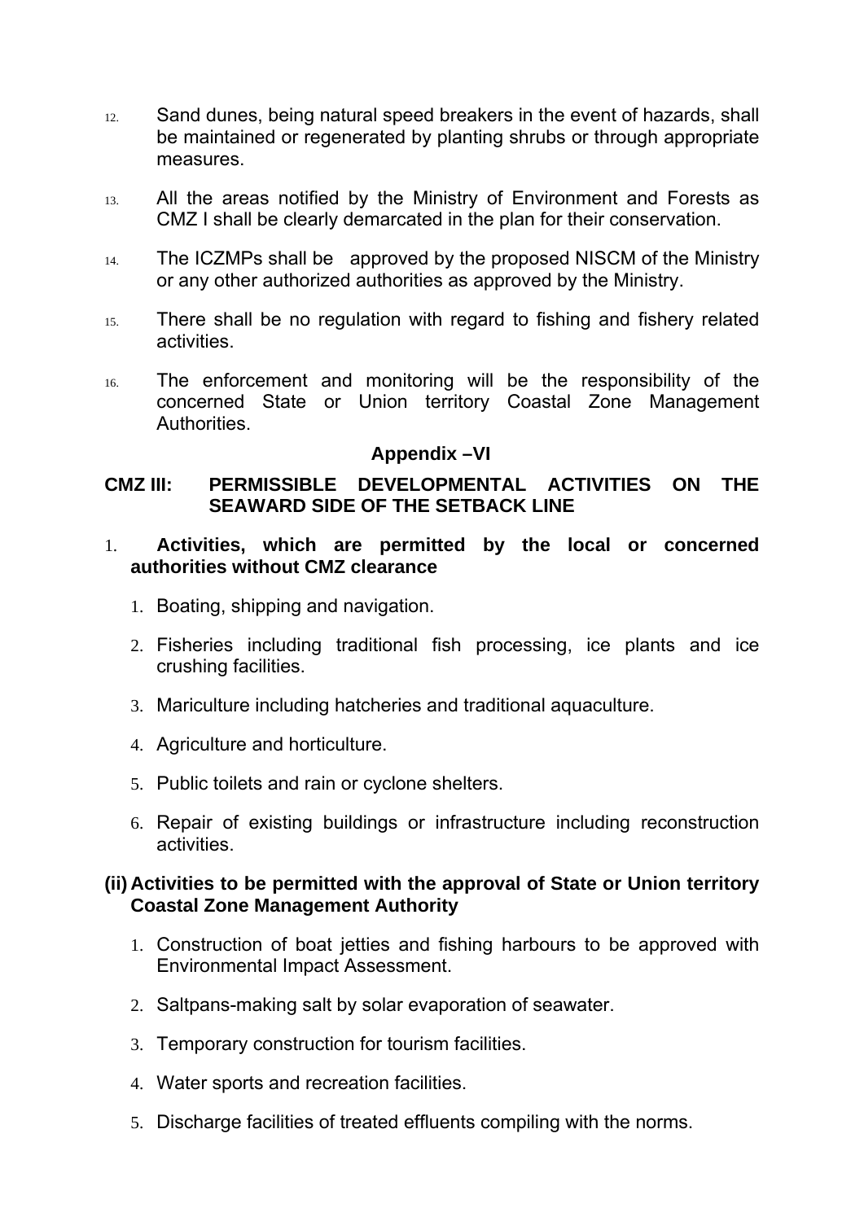12. Sand dunes, being natural speed breakers in the event of hazards, shall be maintained or regenerated by planting shrubs or through appropriate measures.

13. All the areas notified by the Ministry of Environment and Forests as CMZ I shall be clearly demarcated in the plan for their conservation.

14. The ICZMPs shall be approved by the proposed NISCM of the Ministry or any other authorized authorities as approved by the Ministry.

15. There shall be no regulation with regard to fishing and fishery related activities.

16. The enforcement and monitoring will be the responsibility of the concerned State or Union territory Coastal Zone Management Authorities.

## Appendix –VI

### CMZ III: PERMISSIBLE DEVELOPMENTAL ACTIVITIES ON THE SEAWARD SIDE OF THE SETBACK LINE

1. **Activities, which are permitted by the local or concerned authorities without CMZ clearance**

   1. Boating, shipping and navigation.
   2. Fisheries including traditional fish processing, ice plants and ice crushing facilities.
   3. Mariculture including hatcheries and traditional aquaculture.
   4. Agriculture and horticulture.
   5. Public toilets and rain or cyclone shelters.
   6. Repair of existing buildings or infrastructure including reconstruction activities.

**(ii) Activities to be permitted with the approval of State or Union territory Coastal Zone Management Authority**

1. Construction of boat jetties and fishing harbours to be approved with Environmental Impact Assessment.
2. Saltpans-making salt by solar evaporation of seawater.
3. Temporary construction for tourism facilities.
4. Water sports and recreation facilities.
5. Discharge facilities of treated effluents compiling with the norms.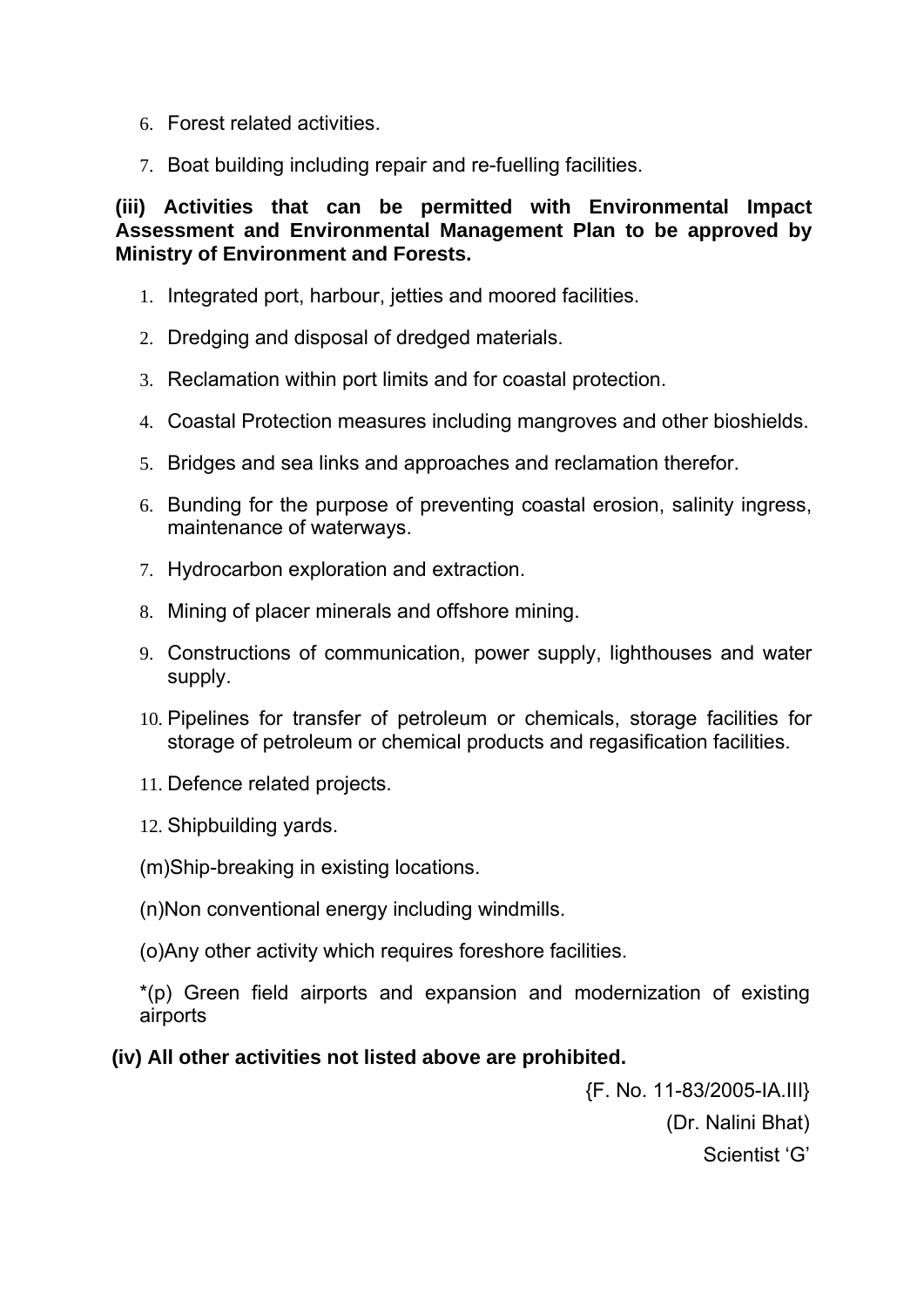6. Forest related activities.

7. Boat building including repair and re-fuelling facilities.

**(iii) Activities that can be permitted with Environmental Impact Assessment and Environmental Management Plan to be approved by Ministry of Environment and Forests.**

1. Integrated port, harbour, jetties and moored facilities.

2. Dredging and disposal of dredged materials.

3. Reclamation within port limits and for coastal protection.

4. Coastal Protection measures including mangroves and other bioshields.

5. Bridges and sea links and approaches and reclamation therefor.

6. Bunding for the purpose of preventing coastal erosion, salinity ingress, maintenance of waterways.

7. Hydrocarbon exploration and extraction.

8. Mining of placer minerals and offshore mining.

9. Constructions of communication, power supply, lighthouses and water supply.

10. Pipelines for transfer of petroleum or chemicals, storage facilities for storage of petroleum or chemical products and regasification facilities.

11. Defence related projects.

12. Shipbuilding yards.

(m)Ship-breaking in existing locations.

(n)Non conventional energy including windmills.

(o)Any other activity which requires foreshore facilities.

*(p) Green field airports and expansion and modernization of existing airports

**(iv) All other activities not listed above are prohibited.**

{F. No. 11-83/2005-IA.III}

(Dr. Nalini Bhat)

Scientist 'G'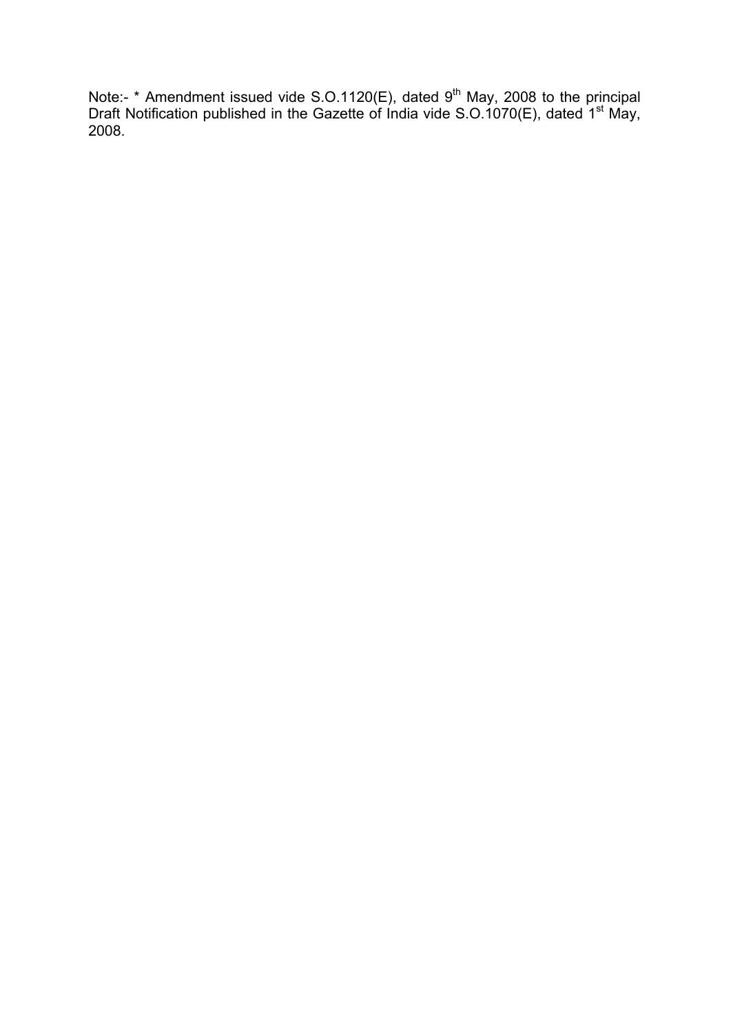Note:- * Amendment issued vide S.O.1120(E), dated 9th May, 2008 to the principal Draft Notification published in the Gazette of India vide S.O.1070(E), dated 1st May, 2008.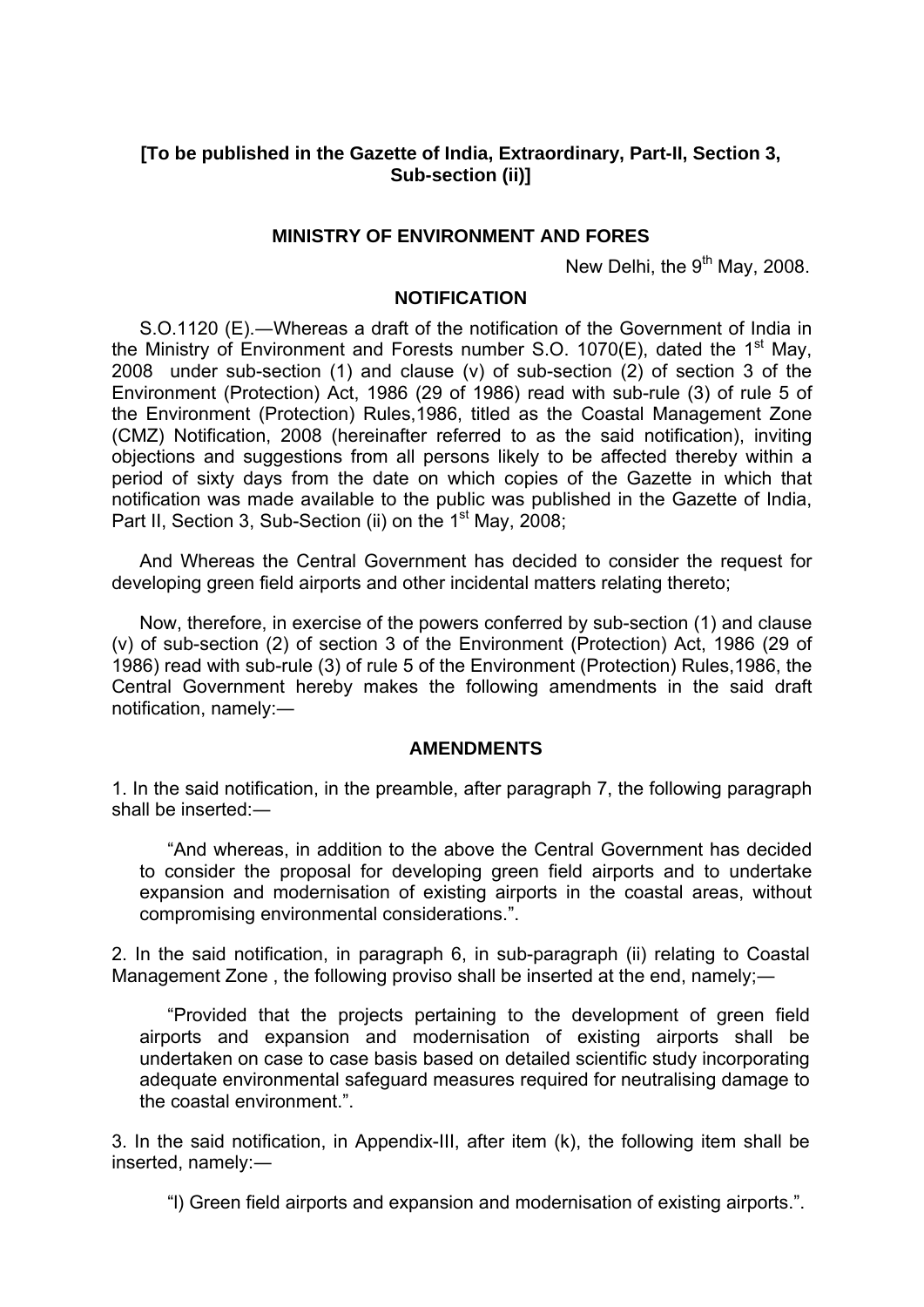**[To be published in the Gazette of India, Extraordinary, Part-II, Section 3, Sub-section (ii)]**

**MINISTRY OF ENVIRONMENT AND FORES**

New Delhi, the 9th May, 2008.

**NOTIFICATION**

S.O.1120 (E).—Whereas a draft of the notification of the Government of India in the Ministry of Environment and Forests number S.O. 1070(E), dated the 1st May, 2008 under sub-section (1) and clause (v) of sub-section (2) of section 3 of the Environment (Protection) Act, 1986 (29 of 1986) read with sub-rule (3) of rule 5 of the Environment (Protection) Rules,1986, titled as the Coastal Management Zone (CMZ) Notification, 2008 (hereinafter referred to as the said notification), inviting objections and suggestions from all persons likely to be affected thereby within a period of sixty days from the date on which copies of the Gazette in which that notification was made available to the public was published in the Gazette of India, Part II, Section 3, Sub-Section (ii) on the 1st May, 2008;

And Whereas the Central Government has decided to consider the request for developing green field airports and other incidental matters relating thereto;

Now, therefore, in exercise of the powers conferred by sub-section (1) and clause (v) of sub-section (2) of section 3 of the Environment (Protection) Act, 1986 (29 of 1986) read with sub-rule (3) of rule 5 of the Environment (Protection) Rules,1986, the Central Government hereby makes the following amendments in the said draft notification, namely:—

**AMENDMENTS**

1. In the said notification, in the preamble, after paragraph 7, the following paragraph shall be inserted:—

"And whereas, in addition to the above the Central Government has decided to consider the proposal for developing green field airports and to undertake expansion and modernisation of existing airports in the coastal areas, without compromising environmental considerations.".

2. In the said notification, in paragraph 6, in sub-paragraph (ii) relating to Coastal Management Zone , the following proviso shall be inserted at the end, namely;—

"Provided that the projects pertaining to the development of green field airports and expansion and modernisation of existing airports shall be undertaken on case to case basis based on detailed scientific study incorporating adequate environmental safeguard measures required for neutralising damage to the coastal environment.".

3. In the said notification, in Appendix-III, after item (k), the following item shall be inserted, namely:—

"l) Green field airports and expansion and modernisation of existing airports.".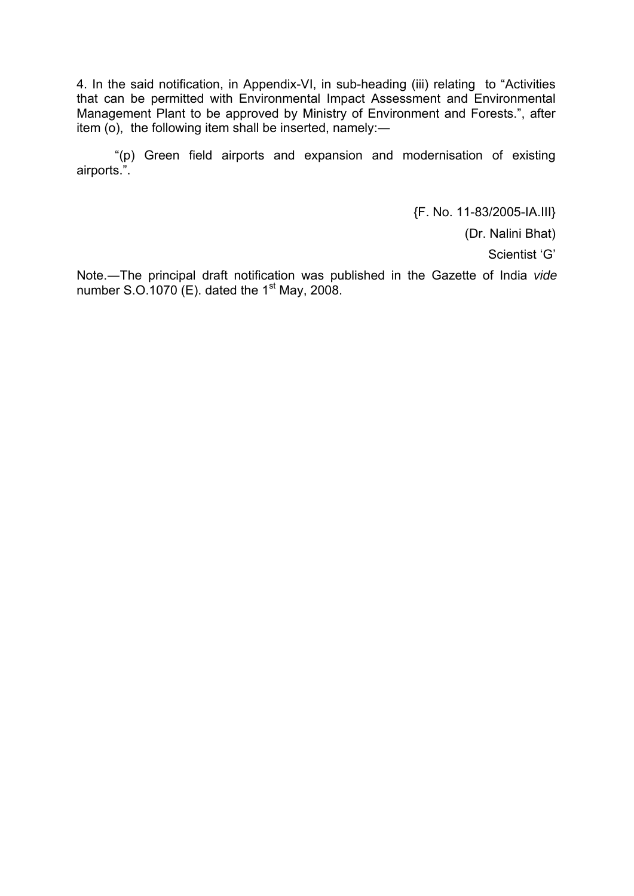4. In the said notification, in Appendix-VI, in sub-heading (iii) relating to "Activities that can be permitted with Environmental Impact Assessment and Environmental Management Plant to be approved by Ministry of Environment and Forests.", after item (o), the following item shall be inserted, namely:—

"(p) Green field airports and expansion and modernisation of existing airports.".

{F. No. 11-83/2005-IA.III}

(Dr. Nalini Bhat)

Scientist 'G'

Note.—The principal draft notification was published in the Gazette of India *vide* number S.O.1070 (E). dated the 1st May, 2008.